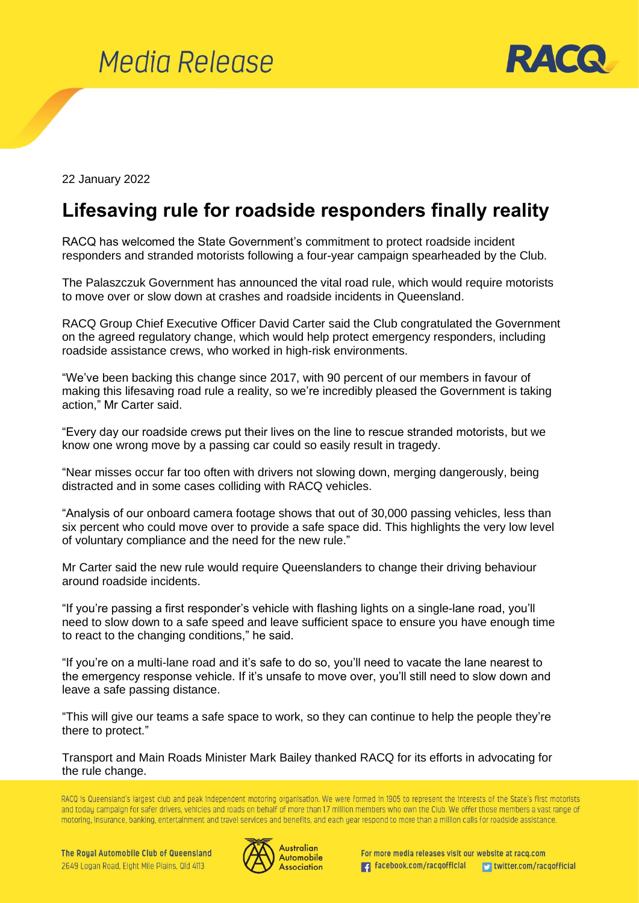Media Release

22 January 2022

# Lifesaving rule for roadside responders finally reality

RACQ has welcomed the State Government's commitment to protect roadside incident responders and stranded motorists following a four-year campaign spearheaded by the Club.

The Palaszczuk Government has announced the vital road rule, which would require motorists to move over or slow down at crashes and roadside incidents in Queensland.

RACQ Group Chief Executive Officer David Carter said the Club congratulated the Government on the agreed regulatory change, which would help protect emergency responders, including roadside assistance crews, who worked in high-risk environments.

"We've been backing this change since 2017, with 90 percent of our members in favour of making this lifesaving road rule a reality, so we're incredibly pleased the Government is taking action," Mr Carter said.

"Every day our roadside crews put their lives on the line to rescue stranded motorists, but we know one wrong move by a passing car could so easily result in tragedy.

"Near misses occur far too often with drivers not slowing down, merging dangerously, being distracted and in some cases colliding with RACQ vehicles.

"Analysis of our onboard camera footage shows that out of 30,000 passing vehicles, less than six percent who could move over to provide a safe space did. This highlights the very low level of voluntary compliance and the need for the new rule."

Mr Carter said the new rule would require Queenslanders to change their driving behaviour around roadside incidents.

"If you're passing a first responder's vehicle with flashing lights on a single-lane road, you'll need to slow down to a safe speed and leave sufficient space to ensure you have enough time to react to the changing conditions," he said.

"If you're on a multi-lane road and it's safe to do so, you'll need to vacate the lane nearest to the emergency response vehicle. If it's unsafe to move over, you'll still need to slow down and leave a safe passing distance.

"This will give our teams a safe space to work, so they can continue to help the people they're there to protect."

Transport and Main Roads Minister Mark Bailey thanked RACQ for its efforts in advocating for the rule change.

RACQ is Queensland's largest club and peak independent motoring organisation. We were formed in 1905 to represent the interests of the State's first motorists and today campaign for safer drivers, vehicles and roads on behalf of more than 1.7 million members who own the Club. We offer those members a vast range of motoring, insurance, banking, entertainment and travel services and benefits, and each year respond to more than a million calls for roadside assistance.

The Royal Automobile Club of Queensland
2649 Logan Road, Eight Mile Plains, Qld 4113

Australian Automobile Association

For more media releases visit our website at racq.com
facebook.com/racqofficial twitter.com/racqofficial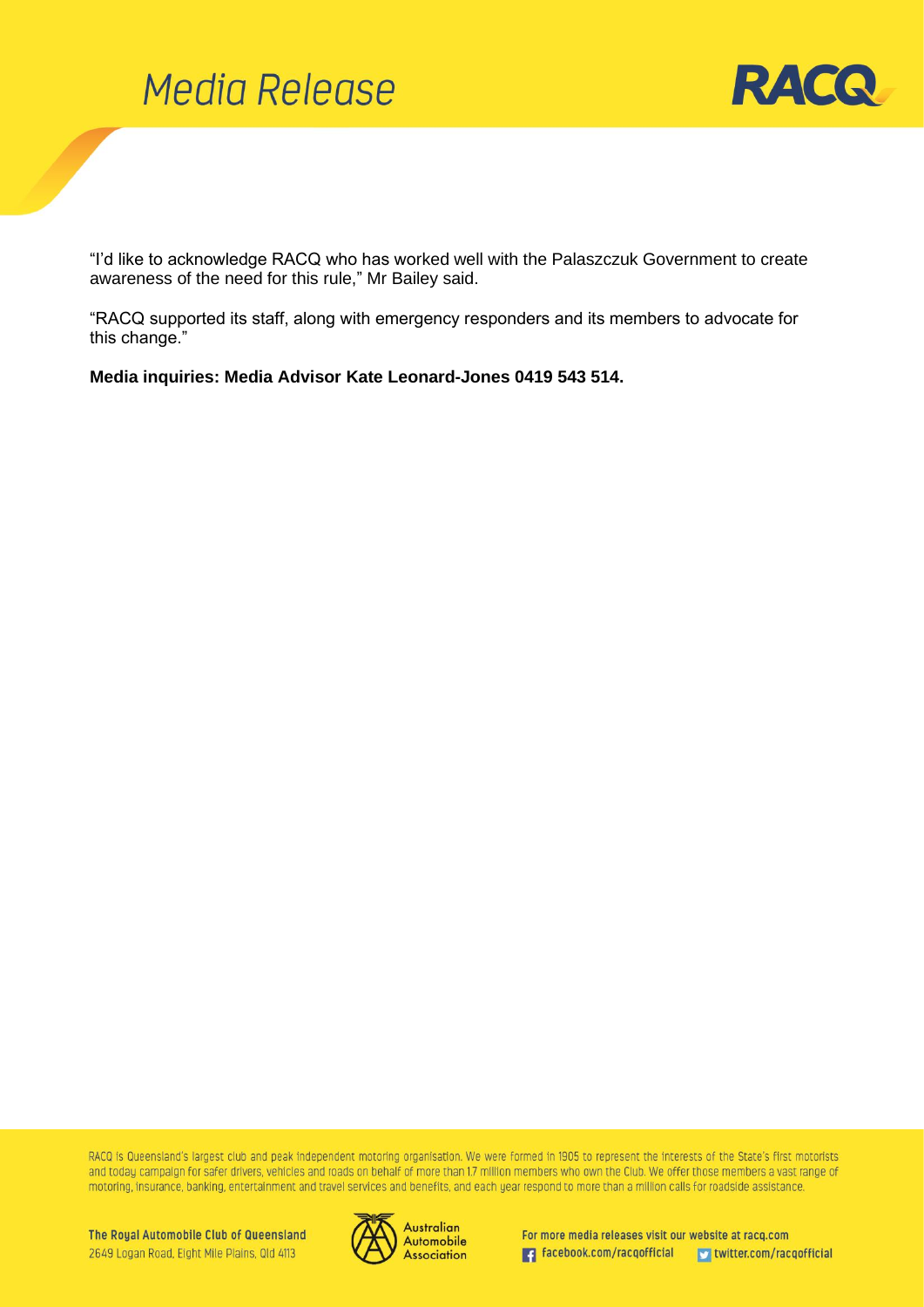"I'd like to acknowledge RACQ who has worked well with the Palaszczuk Government to create awareness of the need for this rule," Mr Bailey said.

"RACQ supported its staff, along with emergency responders and its members to advocate for this change."

**Media inquiries: Media Advisor Kate Leonard-Jones 0419 543 514.**